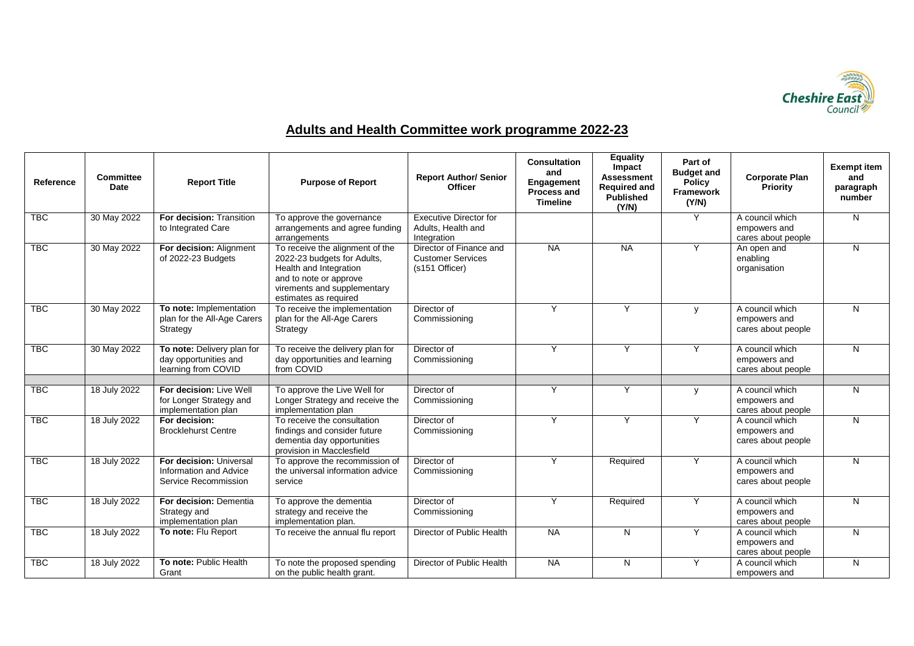## Adults and Health Committee work programme 2022-23

| Reference | Committee Date | Report Title | Purpose of Report | Report Author/ Senior Officer | Consultation and Engagement Process and Timeline | Equality Impact Assessment Required and Published (Y/N) | Part of Budget and Policy Framework (Y/N) | Corporate Plan Priority | Exempt item and paragraph number |
|---|---|---|---|---|---|---|---|---|---|
| TBC | 30 May 2022 | **For decision:** Transition to Integrated Care | To approve the governance arrangements and agree funding arrangements | Executive Director for Adults, Health and Integration | | | Y | A council which empowers and cares about people | N |
| TBC | 30 May 2022 | **For decision:** Alignment of 2022-23 Budgets | To receive the alignment of the 2022-23 budgets for Adults, Health and Integration and to note or approve virements and supplementary estimates as required | Director of Finance and Customer Services (s151 Officer) | NA | NA | Y | An open and enabling organisation | N |
| TBC | 30 May 2022 | **To note:** Implementation plan for the All-Age Carers Strategy | To receive the implementation plan for the All-Age Carers Strategy | Director of Commissioning | Y | Y | y | A council which empowers and cares about people | N |
| TBC | 30 May 2022 | **To note:** Delivery plan for day opportunities and learning from COVID | To receive the delivery plan for day opportunities and learning from COVID | Director of Commissioning | Y | Y | Y | A council which empowers and cares about people | N |
| | | | | | | | | | |
| TBC | 18 July 2022 | **For decision:** Live Well for Longer Strategy and implementation plan | To approve the Live Well for Longer Strategy and receive the implementation plan | Director of Commissioning | Y | Y | y | A council which empowers and cares about people | N |
| TBC | 18 July 2022 | **For decision:** Brocklehurst Centre | To receive the consultation findings and consider future dementia day opportunities provision in Macclesfield | Director of Commissioning | Y | Y | Y | A council which empowers and cares about people | N |
| TBC | 18 July 2022 | **For decision:** Universal Information and Advice Service Recommission | To approve the recommission of the universal information advice service | Director of Commissioning | Y | Required | Y | A council which empowers and cares about people | N |
| TBC | 18 July 2022 | **For decision:** Dementia Strategy and implementation plan | To approve the dementia strategy and receive the implementation plan. | Director of Commissioning | Y | Required | Y | A council which empowers and cares about people | N |
| TBC | 18 July 2022 | **To note:** Flu Report | To receive the annual flu report | Director of Public Health | NA | N | Y | A council which empowers and cares about people | N |
| TBC | 18 July 2022 | **To note:** Public Health Grant | To note the proposed spending on the public health grant. | Director of Public Health | NA | N | Y | A council which empowers and | N |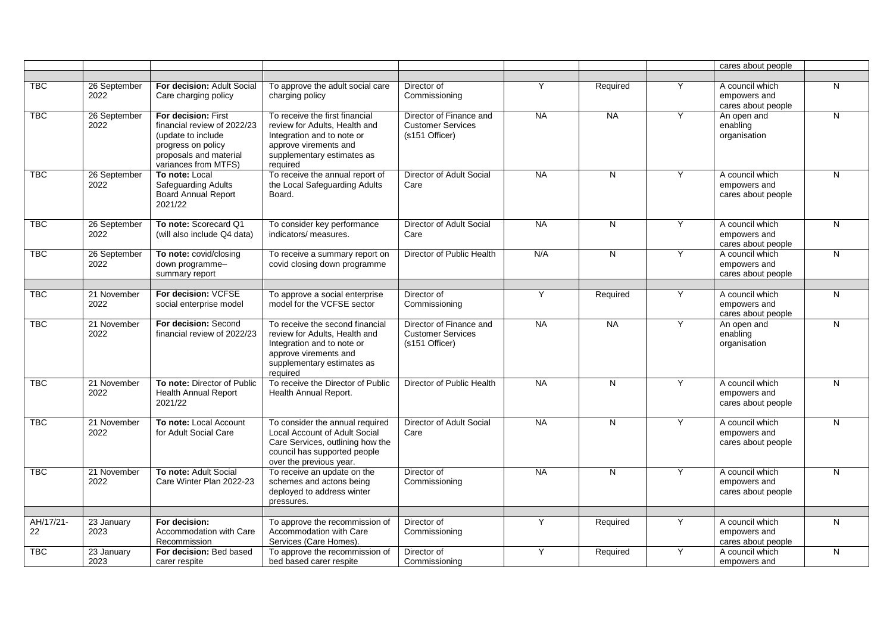| | | | | | | | | | |
|---|---|---|---|---|---|---|---|---|---|
| | | | | | | | | cares about people | |
| | | | | | | | | | |
| TBC | 26 September 2022 | **For decision:** Adult Social Care charging policy | To approve the adult social care charging policy | Director of Commissioning | Y | Required | Y | A council which empowers and cares about people | N |
| TBC | 26 September 2022 | **For decision:** First financial review of 2022/23 (update to include progress on policy proposals and material variances from MTFS) | To receive the first financial review for Adults, Health and Integration and to note or approve virements and supplementary estimates as required | Director of Finance and Customer Services (s151 Officer) | NA | NA | Y | An open and enabling organisation | N |
| TBC | 26 September 2022 | **To note:** Local Safeguarding Adults Board Annual Report 2021/22 | To receive the annual report of the Local Safeguarding Adults Board. | Director of Adult Social Care | NA | N | Y | A council which empowers and cares about people | N |
| TBC | 26 September 2022 | **To note:** Scorecard Q1 (will also include Q4 data) | To consider key performance indicators/ measures. | Director of Adult Social Care | NA | N | Y | A council which empowers and cares about people | N |
| TBC | 26 September 2022 | **To note:** covid/closing down programme– summary report | To receive a summary report on covid closing down programme | Director of Public Health | N/A | N | Y | A council which empowers and cares about people | N |
| | | | | | | | | | |
| TBC | 21 November 2022 | **For decision:** VCFSE social enterprise model | To approve a social enterprise model for the VCFSE sector | Director of Commissioning | Y | Required | Y | A council which empowers and cares about people | N |
| TBC | 21 November 2022 | **For decision:** Second financial review of 2022/23 | To receive the second financial review for Adults, Health and Integration and to note or approve virements and supplementary estimates as required | Director of Finance and Customer Services (s151 Officer) | NA | NA | Y | An open and enabling organisation | N |
| TBC | 21 November 2022 | **To note:** Director of Public Health Annual Report 2021/22 | To receive the Director of Public Health Annual Report. | Director of Public Health | NA | N | Y | A council which empowers and cares about people | N |
| TBC | 21 November 2022 | **To note:** Local Account for Adult Social Care | To consider the annual required Local Account of Adult Social Care Services, outlining how the council has supported people over the previous year. | Director of Adult Social Care | NA | N | Y | A council which empowers and cares about people | N |
| TBC | 21 November 2022 | **To note:** Adult Social Care Winter Plan 2022-23 | To receive an update on the schemes and actons being deployed to address winter pressures. | Director of Commissioning | NA | N | Y | A council which empowers and cares about people | N |
| | | | | | | | | | |
| AH/17/21-22 | 23 January 2023 | **For decision:** Accommodation with Care Recommission | To approve the recommission of Accommodation with Care Services (Care Homes). | Director of Commissioning | Y | Required | Y | A council which empowers and cares about people | N |
| TBC | 23 January 2023 | **For decision:** Bed based carer respite | To approve the recommission of bed based carer respite | Director of Commissioning | Y | Required | Y | A council which empowers and | N |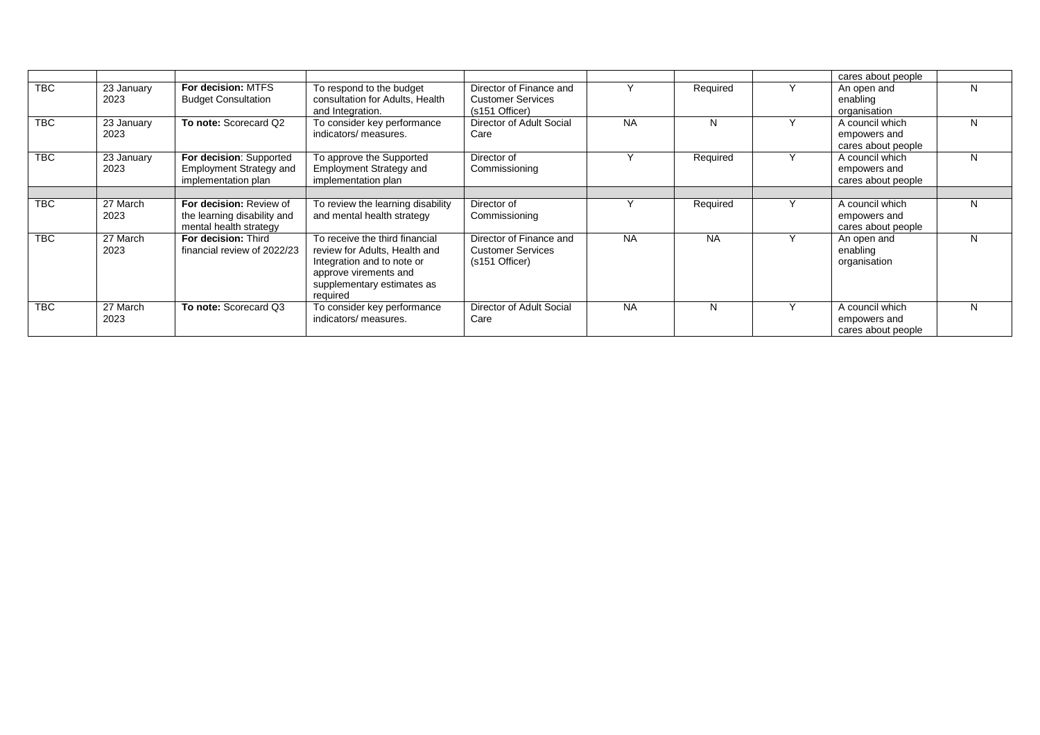| | | | | | | | | | |
|---|---|---|---|---|---|---|---|---|---|
| | | | | | | | | cares about people | |
| TBC | 23 January 2023 | **For decision:** MTFS Budget Consultation | To respond to the budget consultation for Adults, Health and Integration. | Director of Finance and Customer Services (s151 Officer) | Y | Required | Y | An open and enabling organisation | N |
| TBC | 23 January 2023 | **To note:** Scorecard Q2 | To consider key performance indicators/ measures. | Director of Adult Social Care | NA | N | Y | A council which empowers and cares about people | N |
| TBC | 23 January 2023 | **For decision**: Supported Employment Strategy and implementation plan | To approve the Supported Employment Strategy and implementation plan | Director of Commissioning | Y | Required | Y | A council which empowers and cares about people | N |
| | | | | | | | | | |
| TBC | 27 March 2023 | **For decision:** Review of the learning disability and mental health strategy | To review the learning disability and mental health strategy | Director of Commissioning | Y | Required | Y | A council which empowers and cares about people | N |
| TBC | 27 March 2023 | **For decision:** Third financial review of 2022/23 | To receive the third financial review for Adults, Health and Integration and to note or approve virements and supplementary estimates as required | Director of Finance and Customer Services (s151 Officer) | NA | NA | Y | An open and enabling organisation | N |
| TBC | 27 March 2023 | **To note:** Scorecard Q3 | To consider key performance indicators/ measures. | Director of Adult Social Care | NA | N | Y | A council which empowers and cares about people | N |